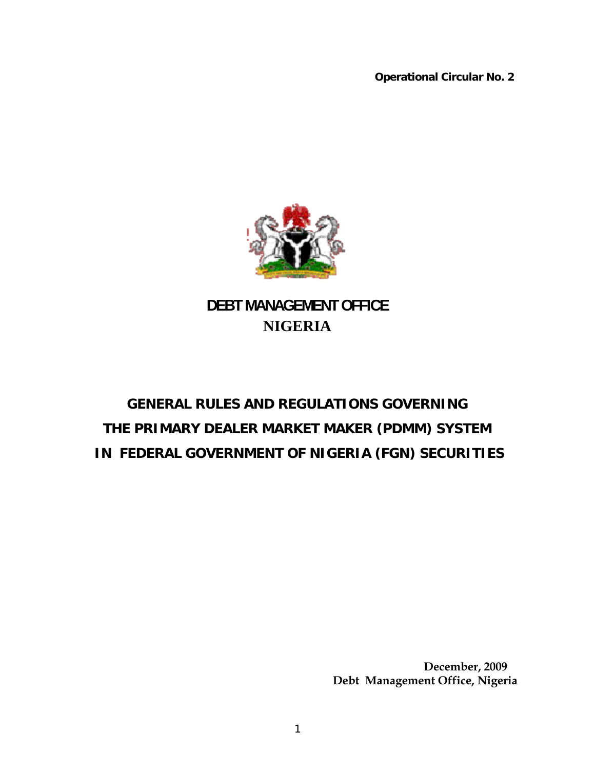**Operational Circular No. 2**

# DEBT MANAGEMENT OFFICE
# NIGERIA

## GENERAL RULES AND REGULATIONS GOVERNING THE PRIMARY DEALER MARKET MAKER (PDMM) SYSTEM IN FEDERAL GOVERNMENT OF NIGERIA (FGN) SECURITIES

**December, 2009**
**Debt Management Office, Nigeria**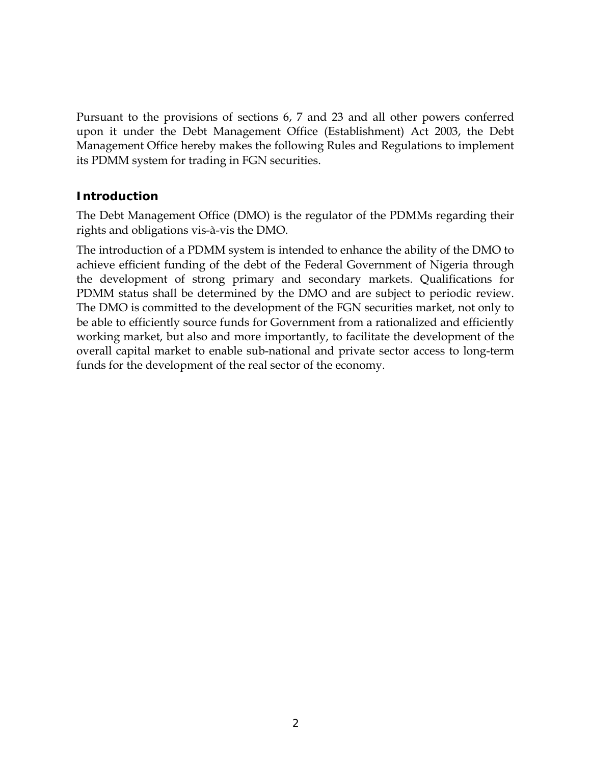Pursuant to the provisions of sections 6, 7 and 23 and all other powers conferred upon it under the Debt Management Office (Establishment) Act 2003, the Debt Management Office hereby makes the following Rules and Regulations to implement its PDMM system for trading in FGN securities.

## Introduction

The Debt Management Office (DMO) is the regulator of the PDMMs regarding their rights and obligations vis-à-vis the DMO.

The introduction of a PDMM system is intended to enhance the ability of the DMO to achieve efficient funding of the debt of the Federal Government of Nigeria through the development of strong primary and secondary markets. Qualifications for PDMM status shall be determined by the DMO and are subject to periodic review. The DMO is committed to the development of the FGN securities market, not only to be able to efficiently source funds for Government from a rationalized and efficiently working market, but also and more importantly, to facilitate the development of the overall capital market to enable sub-national and private sector access to long-term funds for the development of the real sector of the economy.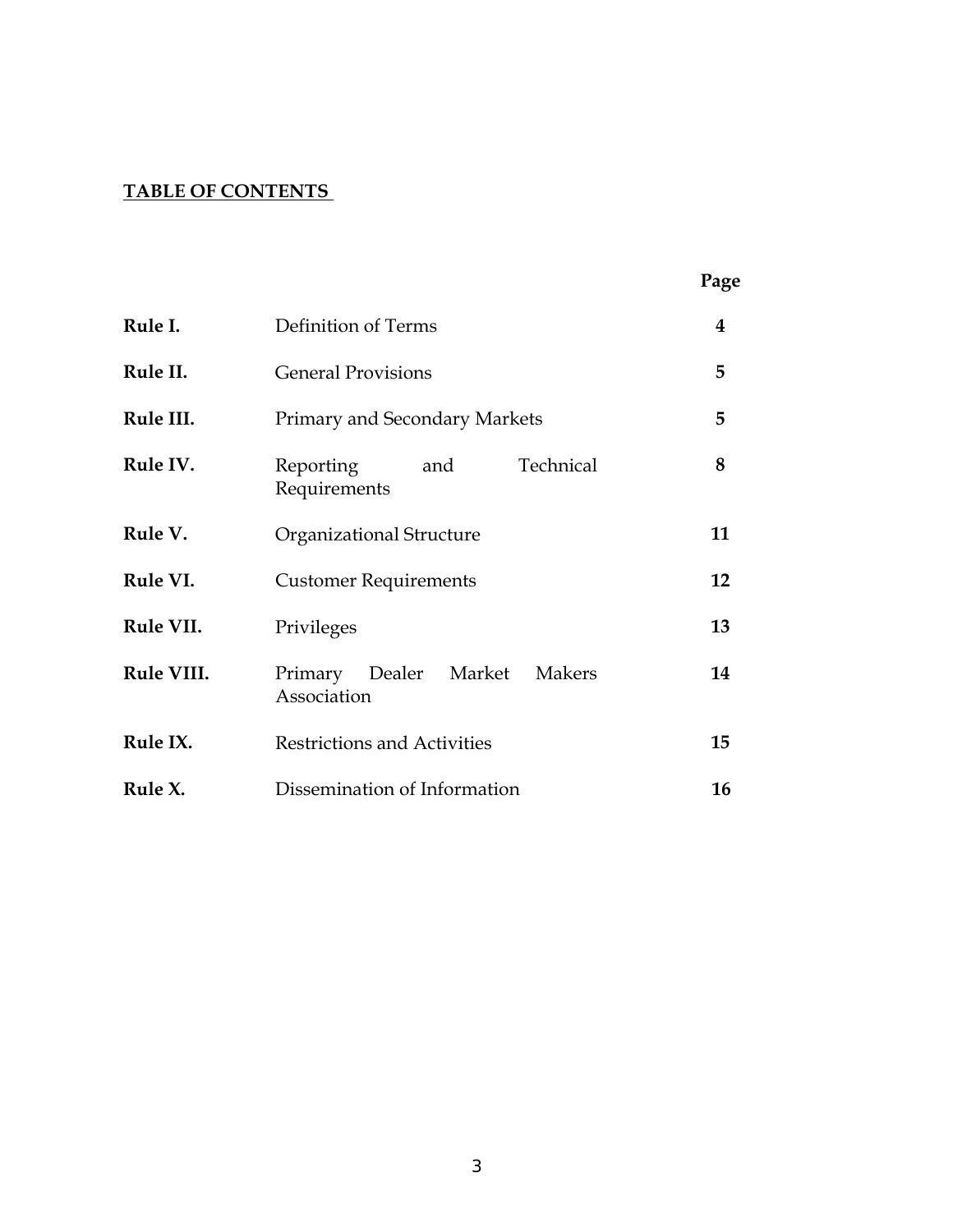**TABLE OF CONTENTS**

| | | Page |
|---|---|---|
| **Rule I.** | Definition of Terms | **4** |
| **Rule II.** | General Provisions | **5** |
| **Rule III.** | Primary and Secondary Markets | **5** |
| **Rule IV.** | Reporting and Technical Requirements | **8** |
| **Rule V.** | Organizational Structure | **11** |
| **Rule VI.** | Customer Requirements | **12** |
| **Rule VII.** | Privileges | **13** |
| **Rule VIII.** | Primary Dealer Market Makers Association | **14** |
| **Rule IX.** | Restrictions and Activities | **15** |
| **Rule X.** | Dissemination of Information | **16** |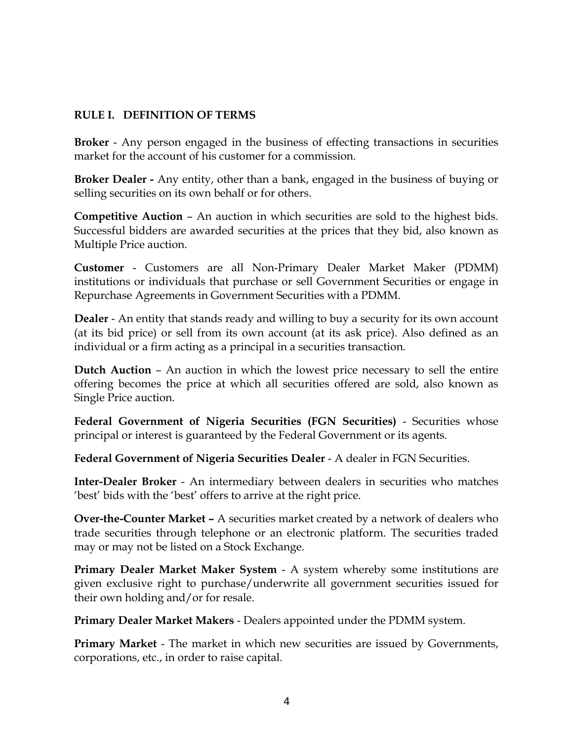## RULE I. DEFINITION OF TERMS

**Broker** - Any person engaged in the business of effecting transactions in securities market for the account of his customer for a commission.

**Broker Dealer -** Any entity, other than a bank, engaged in the business of buying or selling securities on its own behalf or for others.

**Competitive Auction** – An auction in which securities are sold to the highest bids. Successful bidders are awarded securities at the prices that they bid, also known as Multiple Price auction.

**Customer** - Customers are all Non-Primary Dealer Market Maker (PDMM) institutions or individuals that purchase or sell Government Securities or engage in Repurchase Agreements in Government Securities with a PDMM.

**Dealer** - An entity that stands ready and willing to buy a security for its own account (at its bid price) or sell from its own account (at its ask price). Also defined as an individual or a firm acting as a principal in a securities transaction.

**Dutch Auction** – An auction in which the lowest price necessary to sell the entire offering becomes the price at which all securities offered are sold, also known as Single Price auction.

**Federal Government of Nigeria Securities (FGN Securities)** - Securities whose principal or interest is guaranteed by the Federal Government or its agents.

**Federal Government of Nigeria Securities Dealer** - A dealer in FGN Securities.

**Inter-Dealer Broker** - An intermediary between dealers in securities who matches 'best' bids with the 'best' offers to arrive at the right price.

**Over-the-Counter Market –** A securities market created by a network of dealers who trade securities through telephone or an electronic platform. The securities traded may or may not be listed on a Stock Exchange.

**Primary Dealer Market Maker System** - A system whereby some institutions are given exclusive right to purchase/underwrite all government securities issued for their own holding and/or for resale.

**Primary Dealer Market Makers** - Dealers appointed under the PDMM system.

**Primary Market** - The market in which new securities are issued by Governments, corporations, etc., in order to raise capital.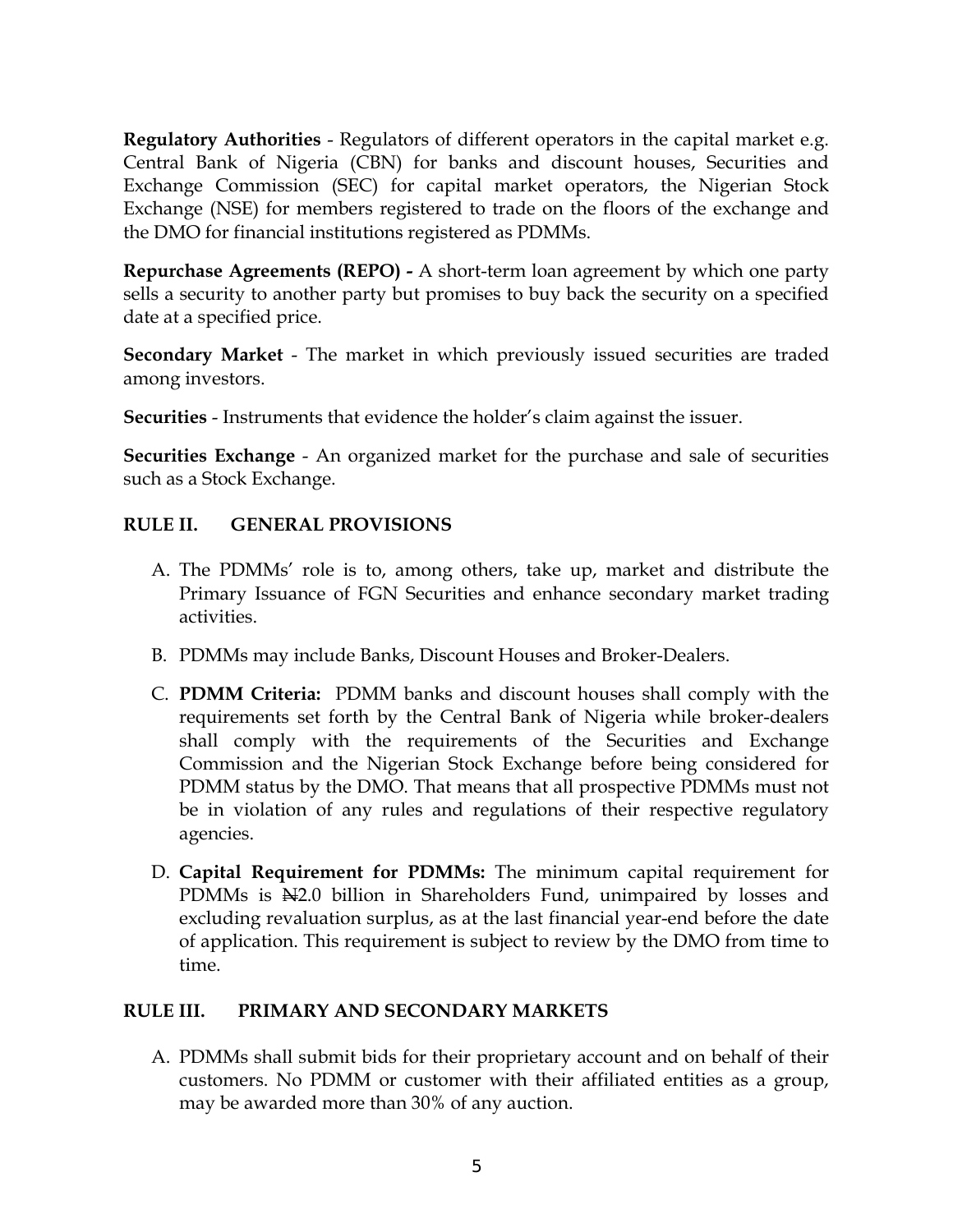**Regulatory Authorities** - Regulators of different operators in the capital market e.g. Central Bank of Nigeria (CBN) for banks and discount houses, Securities and Exchange Commission (SEC) for capital market operators, the Nigerian Stock Exchange (NSE) for members registered to trade on the floors of the exchange and the DMO for financial institutions registered as PDMMs.

**Repurchase Agreements (REPO) -** A short-term loan agreement by which one party sells a security to another party but promises to buy back the security on a specified date at a specified price.

**Secondary Market** - The market in which previously issued securities are traded among investors.

**Securities** - Instruments that evidence the holder's claim against the issuer.

**Securities Exchange** - An organized market for the purchase and sale of securities such as a Stock Exchange.

## RULE II. GENERAL PROVISIONS

A. The PDMMs' role is to, among others, take up, market and distribute the Primary Issuance of FGN Securities and enhance secondary market trading activities.

B. PDMMs may include Banks, Discount Houses and Broker-Dealers.

C. **PDMM Criteria:** PDMM banks and discount houses shall comply with the requirements set forth by the Central Bank of Nigeria while broker-dealers shall comply with the requirements of the Securities and Exchange Commission and the Nigerian Stock Exchange before being considered for PDMM status by the DMO. That means that all prospective PDMMs must not be in violation of any rules and regulations of their respective regulatory agencies.

D. **Capital Requirement for PDMMs:** The minimum capital requirement for PDMMs is ₦2.0 billion in Shareholders Fund, unimpaired by losses and excluding revaluation surplus, as at the last financial year-end before the date of application. This requirement is subject to review by the DMO from time to time.

## RULE III. PRIMARY AND SECONDARY MARKETS

A. PDMMs shall submit bids for their proprietary account and on behalf of their customers. No PDMM or customer with their affiliated entities as a group, may be awarded more than 30% of any auction.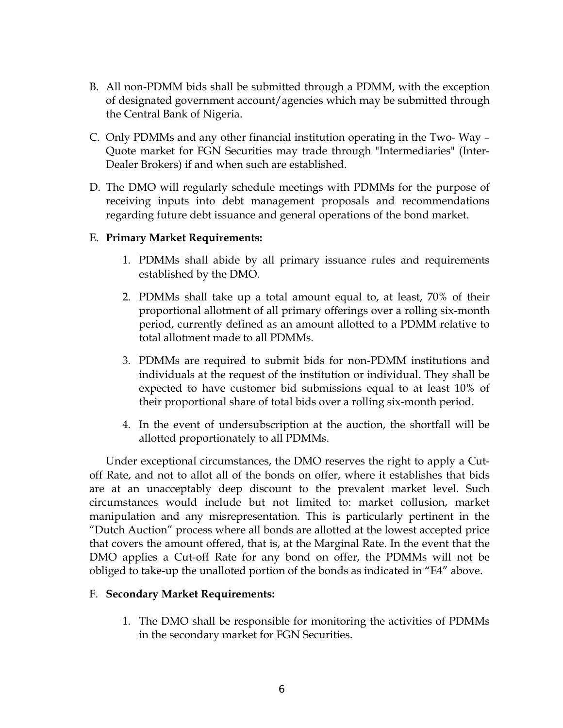B. All non-PDMM bids shall be submitted through a PDMM, with the exception of designated government account/agencies which may be submitted through the Central Bank of Nigeria.

C. Only PDMMs and any other financial institution operating in the Two- Way – Quote market for FGN Securities may trade through "Intermediaries" (Inter-Dealer Brokers) if and when such are established.

D. The DMO will regularly schedule meetings with PDMMs for the purpose of receiving inputs into debt management proposals and recommendations regarding future debt issuance and general operations of the bond market.

E. **Primary Market Requirements:**

   1. PDMMs shall abide by all primary issuance rules and requirements established by the DMO.

   2. PDMMs shall take up a total amount equal to, at least, 70% of their proportional allotment of all primary offerings over a rolling six-month period, currently defined as an amount allotted to a PDMM relative to total allotment made to all PDMMs.

   3. PDMMs are required to submit bids for non-PDMM institutions and individuals at the request of the institution or individual. They shall be expected to have customer bid submissions equal to at least 10% of their proportional share of total bids over a rolling six-month period.

   4. In the event of undersubscription at the auction, the shortfall will be allotted proportionately to all PDMMs.

Under exceptional circumstances, the DMO reserves the right to apply a Cut-off Rate, and not to allot all of the bonds on offer, where it establishes that bids are at an unacceptably deep discount to the prevalent market level. Such circumstances would include but not limited to: market collusion, market manipulation and any misrepresentation. This is particularly pertinent in the "Dutch Auction" process where all bonds are allotted at the lowest accepted price that covers the amount offered, that is, at the Marginal Rate. In the event that the DMO applies a Cut-off Rate for any bond on offer, the PDMMs will not be obliged to take-up the unalloted portion of the bonds as indicated in "E4" above.

F. **Secondary Market Requirements:**

   1. The DMO shall be responsible for monitoring the activities of PDMMs in the secondary market for FGN Securities.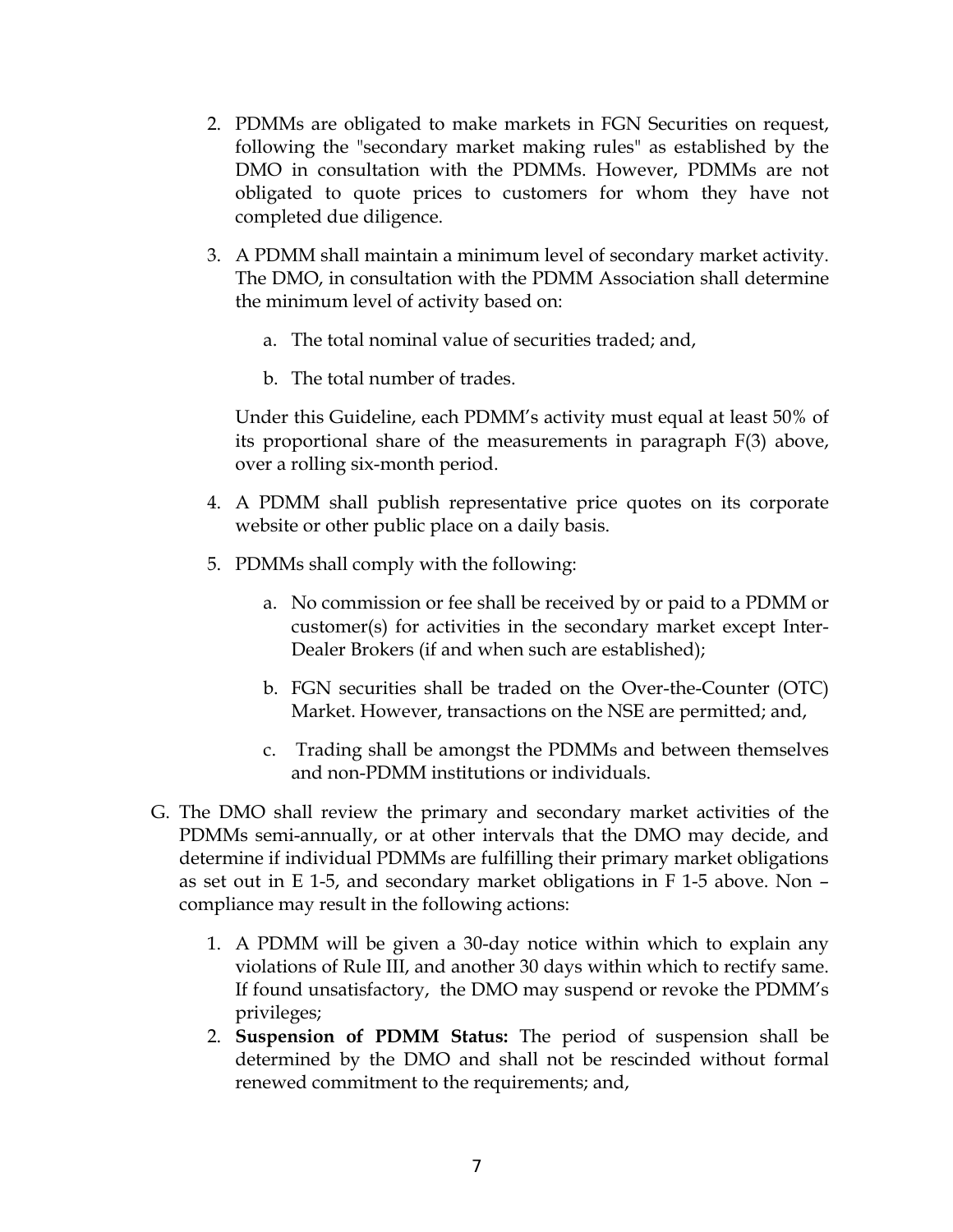2. PDMMs are obligated to make markets in FGN Securities on request, following the "secondary market making rules" as established by the DMO in consultation with the PDMMs. However, PDMMs are not obligated to quote prices to customers for whom they have not completed due diligence.

3. A PDMM shall maintain a minimum level of secondary market activity. The DMO, in consultation with the PDMM Association shall determine the minimum level of activity based on:

   a. The total nominal value of securities traded; and,

   b. The total number of trades.

   Under this Guideline, each PDMM's activity must equal at least 50% of its proportional share of the measurements in paragraph F(3) above, over a rolling six-month period.

4. A PDMM shall publish representative price quotes on its corporate website or other public place on a daily basis.

5. PDMMs shall comply with the following:

   a. No commission or fee shall be received by or paid to a PDMM or customer(s) for activities in the secondary market except Inter-Dealer Brokers (if and when such are established);

   b. FGN securities shall be traded on the Over-the-Counter (OTC) Market. However, transactions on the NSE are permitted; and,

   c. Trading shall be amongst the PDMMs and between themselves and non-PDMM institutions or individuals.

G. The DMO shall review the primary and secondary market activities of the PDMMs semi-annually, or at other intervals that the DMO may decide, and determine if individual PDMMs are fulfilling their primary market obligations as set out in E 1-5, and secondary market obligations in F 1-5 above. Non – compliance may result in the following actions:

   1. A PDMM will be given a 30-day notice within which to explain any violations of Rule III, and another 30 days within which to rectify same. If found unsatisfactory, the DMO may suspend or revoke the PDMM's privileges;
   2. **Suspension of PDMM Status:** The period of suspension shall be determined by the DMO and shall not be rescinded without formal renewed commitment to the requirements; and,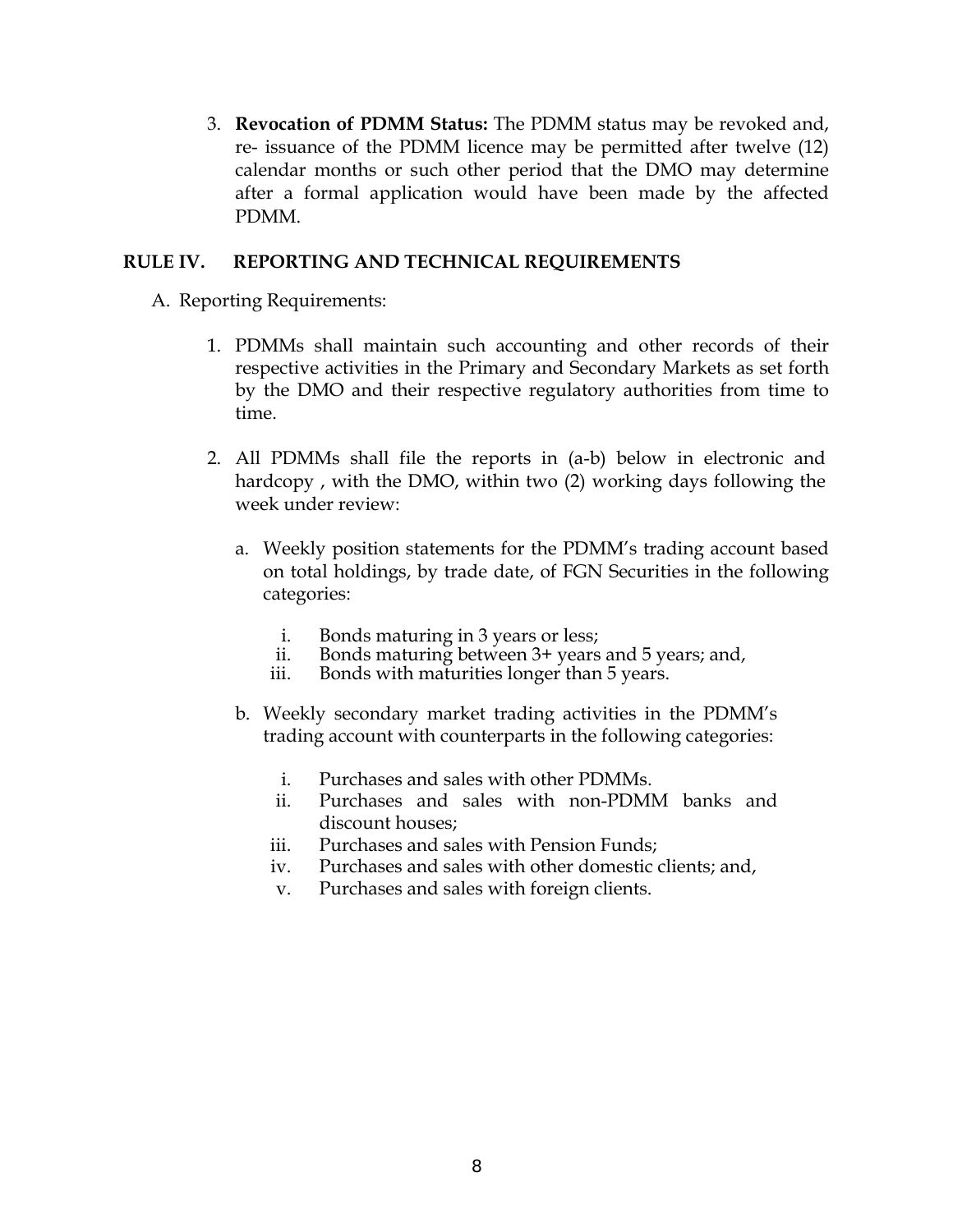3. **Revocation of PDMM Status:** The PDMM status may be revoked and, re- issuance of the PDMM licence may be permitted after twelve (12) calendar months or such other period that the DMO may determine after a formal application would have been made by the affected PDMM.

## RULE IV. REPORTING AND TECHNICAL REQUIREMENTS

A. Reporting Requirements:

1. PDMMs shall maintain such accounting and other records of their respective activities in the Primary and Secondary Markets as set forth by the DMO and their respective regulatory authorities from time to time.

2. All PDMMs shall file the reports in (a-b) below in electronic and hardcopy , with the DMO, within two (2) working days following the week under review:

   a. Weekly position statements for the PDMM's trading account based on total holdings, by trade date, of FGN Securities in the following categories:

      i. Bonds maturing in 3 years or less;
      ii. Bonds maturing between 3+ years and 5 years; and,
      iii. Bonds with maturities longer than 5 years.

   b. Weekly secondary market trading activities in the PDMM's trading account with counterparts in the following categories:

      i. Purchases and sales with other PDMMs.
      ii. Purchases and sales with non-PDMM banks and discount houses;
      iii. Purchases and sales with Pension Funds;
      iv. Purchases and sales with other domestic clients; and,
      v. Purchases and sales with foreign clients.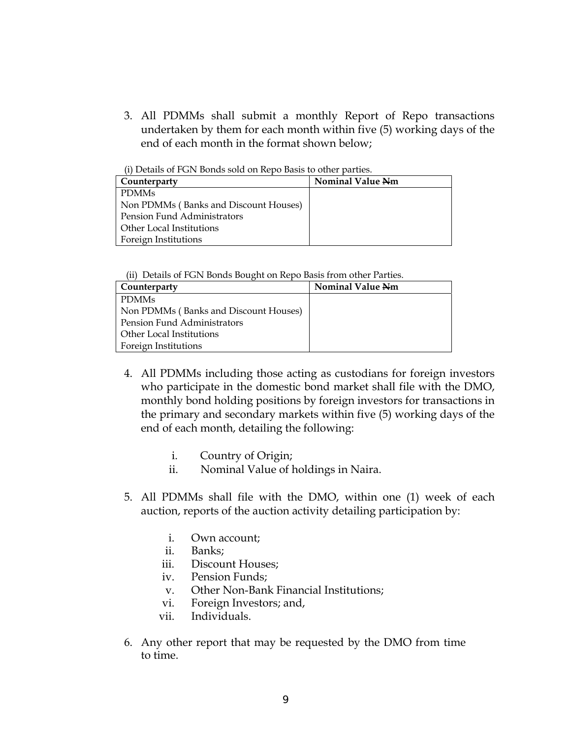3. All PDMMs shall submit a monthly Report of Repo transactions undertaken by them for each month within five (5) working days of the end of each month in the format shown below;

(i) Details of FGN Bonds sold on Repo Basis to other parties.

| Counterparty | Nominal Value ₦m |
|---|---|
| PDMMs | |
| Non PDMMs ( Banks and Discount Houses) | |
| Pension Fund Administrators | |
| Other Local Institutions | |
| Foreign Institutions | |

(ii) Details of FGN Bonds Bought on Repo Basis from other Parties.

| Counterparty | Nominal Value ₦m |
|---|---|
| PDMMs | |
| Non PDMMs ( Banks and Discount Houses) | |
| Pension Fund Administrators | |
| Other Local Institutions | |
| Foreign Institutions | |

4. All PDMMs including those acting as custodians for foreign investors who participate in the domestic bond market shall file with the DMO, monthly bond holding positions by foreign investors for transactions in the primary and secondary markets within five (5) working days of the end of each month, detailing the following:

   i. Country of Origin;
   ii. Nominal Value of holdings in Naira.

5. All PDMMs shall file with the DMO, within one (1) week of each auction, reports of the auction activity detailing participation by:

   i. Own account;
   ii. Banks;
   iii. Discount Houses;
   iv. Pension Funds;
   v. Other Non-Bank Financial Institutions;
   vi. Foreign Investors; and,
   vii. Individuals.

6. Any other report that may be requested by the DMO from time to time.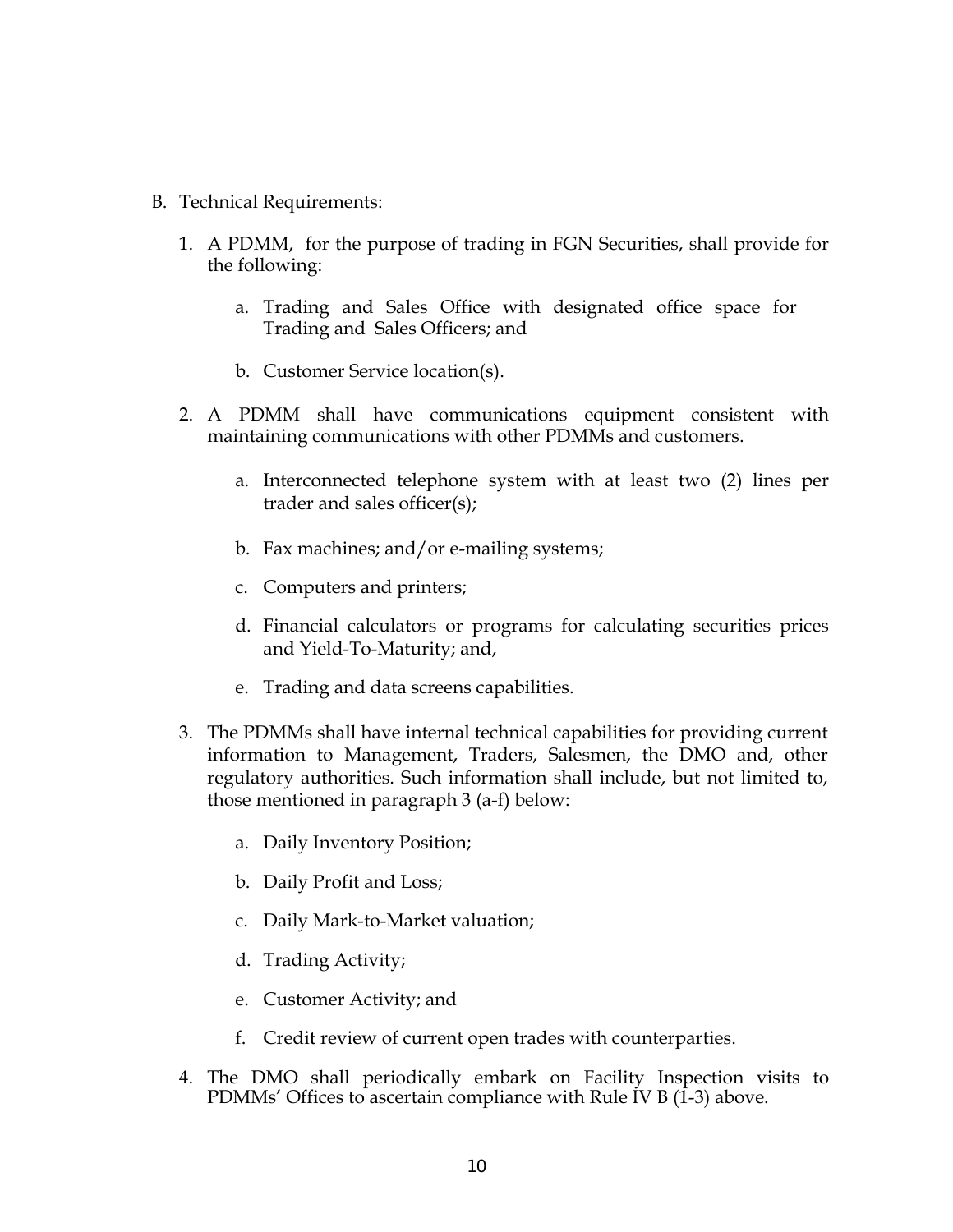B. Technical Requirements:

1. A PDMM, for the purpose of trading in FGN Securities, shall provide for the following:

    a. Trading and Sales Office with designated office space for Trading and Sales Officers; and

    b. Customer Service location(s).

2. A PDMM shall have communications equipment consistent with maintaining communications with other PDMMs and customers.

    a. Interconnected telephone system with at least two (2) lines per trader and sales officer(s);

    b. Fax machines; and/or e-mailing systems;

    c. Computers and printers;

    d. Financial calculators or programs for calculating securities prices and Yield-To-Maturity; and,

    e. Trading and data screens capabilities.

3. The PDMMs shall have internal technical capabilities for providing current information to Management, Traders, Salesmen, the DMO and, other regulatory authorities. Such information shall include, but not limited to, those mentioned in paragraph 3 (a-f) below:

    a. Daily Inventory Position;

    b. Daily Profit and Loss;

    c. Daily Mark-to-Market valuation;

    d. Trading Activity;

    e. Customer Activity; and

    f. Credit review of current open trades with counterparties.

4. The DMO shall periodically embark on Facility Inspection visits to PDMMs' Offices to ascertain compliance with Rule IV B (1-3) above.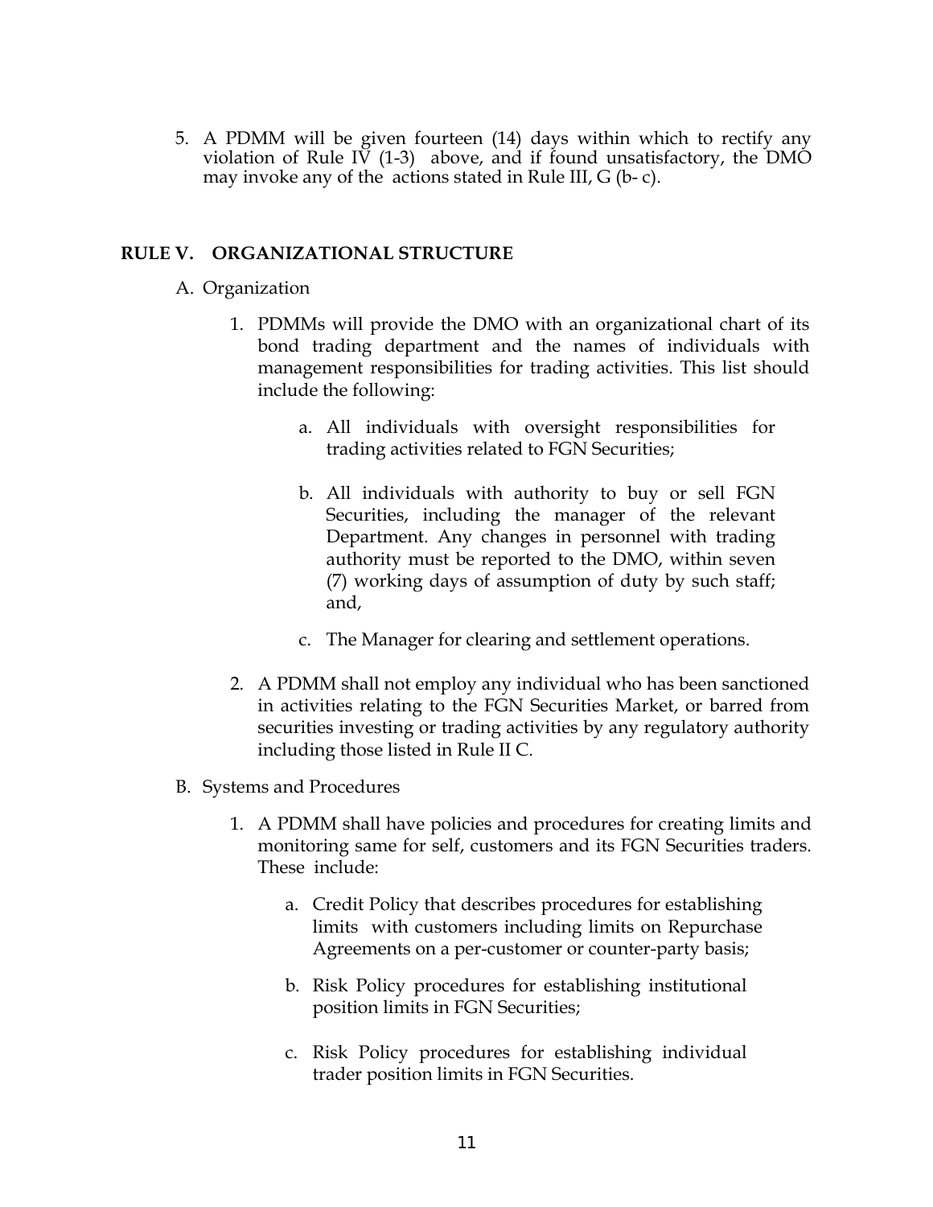5. A PDMM will be given fourteen (14) days within which to rectify any violation of Rule IV (1-3) above, and if found unsatisfactory, the DMO may invoke any of the actions stated in Rule III, G (b- c).

## RULE V. ORGANIZATIONAL STRUCTURE

A. Organization

1. PDMMs will provide the DMO with an organizational chart of its bond trading department and the names of individuals with management responsibilities for trading activities. This list should include the following:

    a. All individuals with oversight responsibilities for trading activities related to FGN Securities;

    b. All individuals with authority to buy or sell FGN Securities, including the manager of the relevant Department. Any changes in personnel with trading authority must be reported to the DMO, within seven (7) working days of assumption of duty by such staff; and,

    c. The Manager for clearing and settlement operations.

2. A PDMM shall not employ any individual who has been sanctioned in activities relating to the FGN Securities Market, or barred from securities investing or trading activities by any regulatory authority including those listed in Rule II C.

B. Systems and Procedures

1. A PDMM shall have policies and procedures for creating limits and monitoring same for self, customers and its FGN Securities traders. These include:

    a. Credit Policy that describes procedures for establishing limits with customers including limits on Repurchase Agreements on a per-customer or counter-party basis;

    b. Risk Policy procedures for establishing institutional position limits in FGN Securities;

    c. Risk Policy procedures for establishing individual trader position limits in FGN Securities.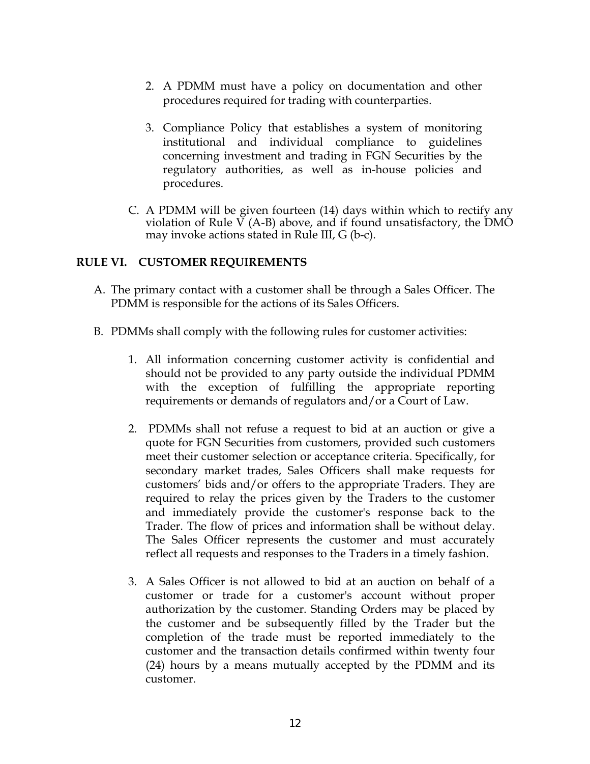2. A PDMM must have a policy on documentation and other procedures required for trading with counterparties.

3. Compliance Policy that establishes a system of monitoring institutional and individual compliance to guidelines concerning investment and trading in FGN Securities by the regulatory authorities, as well as in-house policies and procedures.

C. A PDMM will be given fourteen (14) days within which to rectify any violation of Rule V (A-B) above, and if found unsatisfactory, the DMO may invoke actions stated in Rule III, G (b-c).

## RULE VI. CUSTOMER REQUIREMENTS

A. The primary contact with a customer shall be through a Sales Officer. The PDMM is responsible for the actions of its Sales Officers.

B. PDMMs shall comply with the following rules for customer activities:

1. All information concerning customer activity is confidential and should not be provided to any party outside the individual PDMM with the exception of fulfilling the appropriate reporting requirements or demands of regulators and/or a Court of Law.

2. PDMMs shall not refuse a request to bid at an auction or give a quote for FGN Securities from customers, provided such customers meet their customer selection or acceptance criteria. Specifically, for secondary market trades, Sales Officers shall make requests for customers' bids and/or offers to the appropriate Traders. They are required to relay the prices given by the Traders to the customer and immediately provide the customer's response back to the Trader. The flow of prices and information shall be without delay. The Sales Officer represents the customer and must accurately reflect all requests and responses to the Traders in a timely fashion.

3. A Sales Officer is not allowed to bid at an auction on behalf of a customer or trade for a customer's account without proper authorization by the customer. Standing Orders may be placed by the customer and be subsequently filled by the Trader but the completion of the trade must be reported immediately to the customer and the transaction details confirmed within twenty four (24) hours by a means mutually accepted by the PDMM and its customer.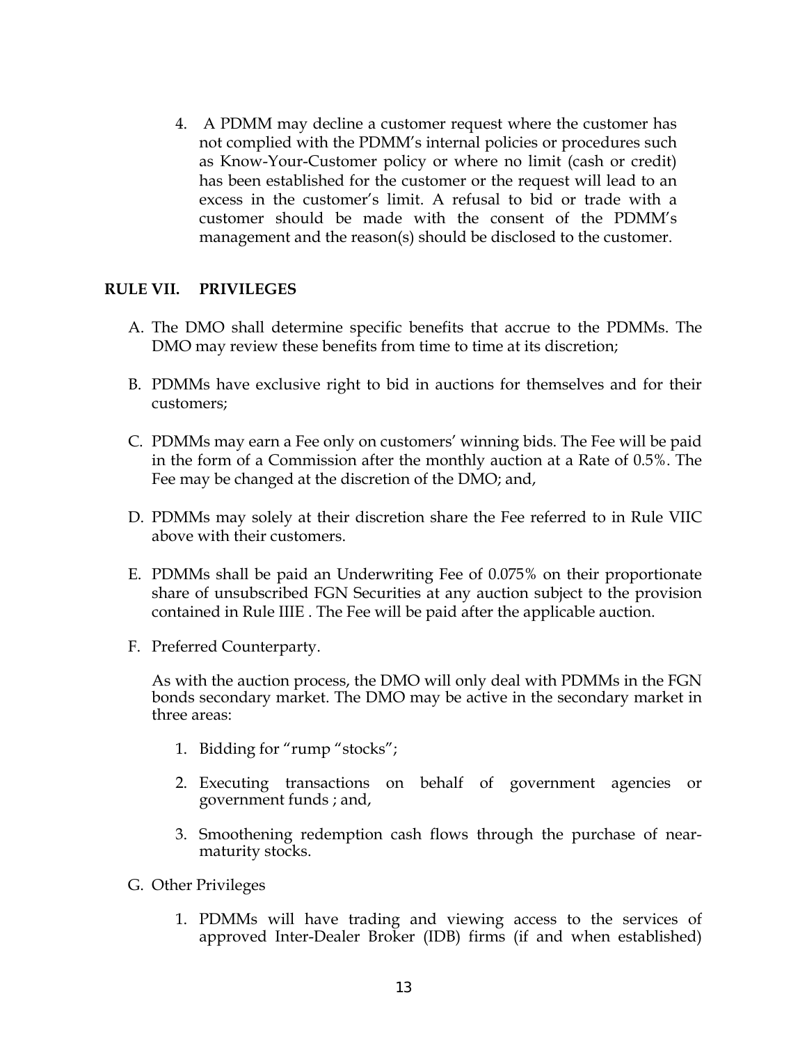4. A PDMM may decline a customer request where the customer has not complied with the PDMM's internal policies or procedures such as Know-Your-Customer policy or where no limit (cash or credit) has been established for the customer or the request will lead to an excess in the customer's limit. A refusal to bid or trade with a customer should be made with the consent of the PDMM's management and the reason(s) should be disclosed to the customer.

## RULE VII. PRIVILEGES

A. The DMO shall determine specific benefits that accrue to the PDMMs. The DMO may review these benefits from time to time at its discretion;

B. PDMMs have exclusive right to bid in auctions for themselves and for their customers;

C. PDMMs may earn a Fee only on customers' winning bids. The Fee will be paid in the form of a Commission after the monthly auction at a Rate of 0.5%. The Fee may be changed at the discretion of the DMO; and,

D. PDMMs may solely at their discretion share the Fee referred to in Rule VIIC above with their customers.

E. PDMMs shall be paid an Underwriting Fee of 0.075% on their proportionate share of unsubscribed FGN Securities at any auction subject to the provision contained in Rule IIIE . The Fee will be paid after the applicable auction.

F. Preferred Counterparty.

   As with the auction process, the DMO will only deal with PDMMs in the FGN bonds secondary market. The DMO may be active in the secondary market in three areas:

   1. Bidding for "rump "stocks";

   2. Executing transactions on behalf of government agencies or government funds ; and,

   3. Smoothening redemption cash flows through the purchase of near-maturity stocks.

G. Other Privileges

   1. PDMMs will have trading and viewing access to the services of approved Inter-Dealer Broker (IDB) firms (if and when established)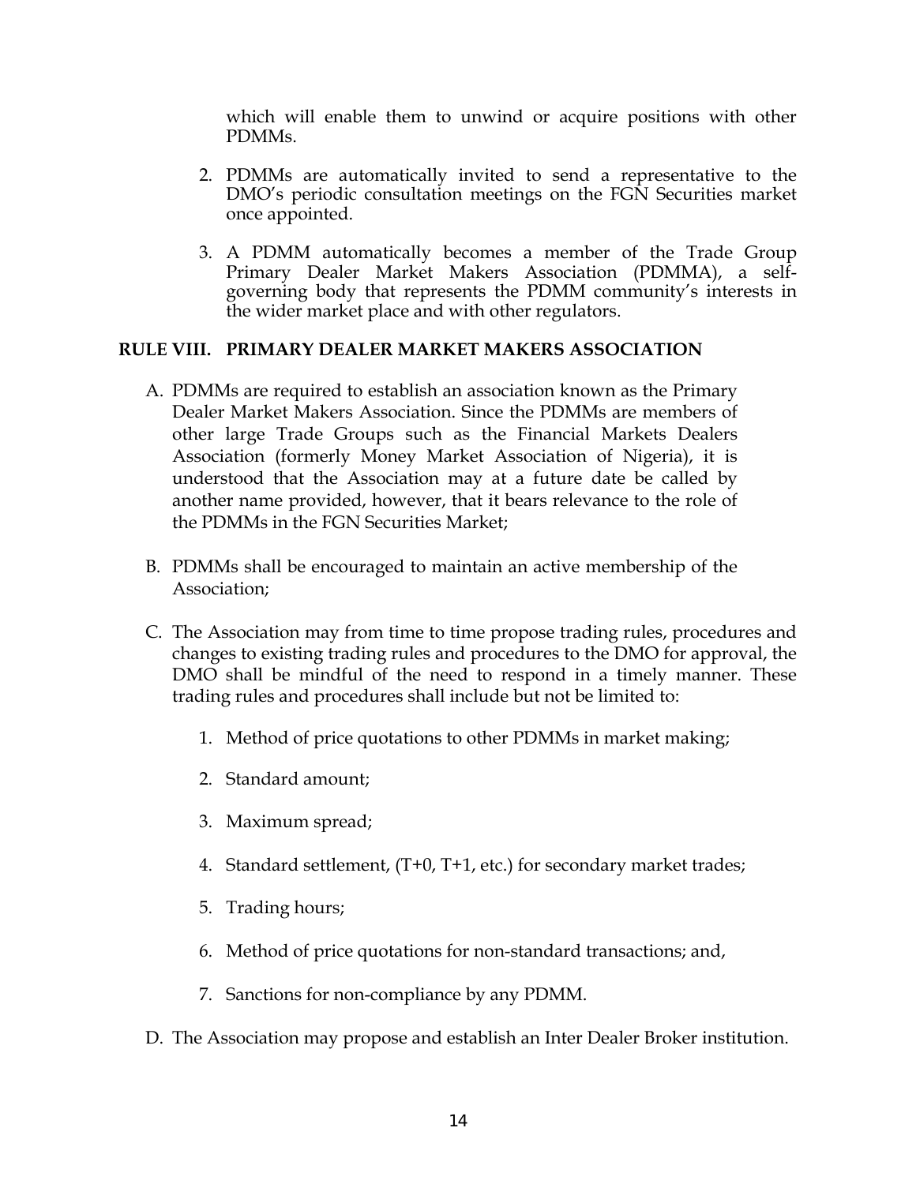which will enable them to unwind or acquire positions with other PDMMs.

2. PDMMs are automatically invited to send a representative to the DMO's periodic consultation meetings on the FGN Securities market once appointed.

3. A PDMM automatically becomes a member of the Trade Group Primary Dealer Market Makers Association (PDMMA), a self-governing body that represents the PDMM community's interests in the wider market place and with other regulators.

## RULE VIII. PRIMARY DEALER MARKET MAKERS ASSOCIATION

A. PDMMs are required to establish an association known as the Primary Dealer Market Makers Association. Since the PDMMs are members of other large Trade Groups such as the Financial Markets Dealers Association (formerly Money Market Association of Nigeria), it is understood that the Association may at a future date be called by another name provided, however, that it bears relevance to the role of the PDMMs in the FGN Securities Market;

B. PDMMs shall be encouraged to maintain an active membership of the Association;

C. The Association may from time to time propose trading rules, procedures and changes to existing trading rules and procedures to the DMO for approval, the DMO shall be mindful of the need to respond in a timely manner. These trading rules and procedures shall include but not be limited to:

1. Method of price quotations to other PDMMs in market making;
2. Standard amount;
3. Maximum spread;
4. Standard settlement, (T+0, T+1, etc.) for secondary market trades;
5. Trading hours;
6. Method of price quotations for non-standard transactions; and,
7. Sanctions for non-compliance by any PDMM.

D. The Association may propose and establish an Inter Dealer Broker institution.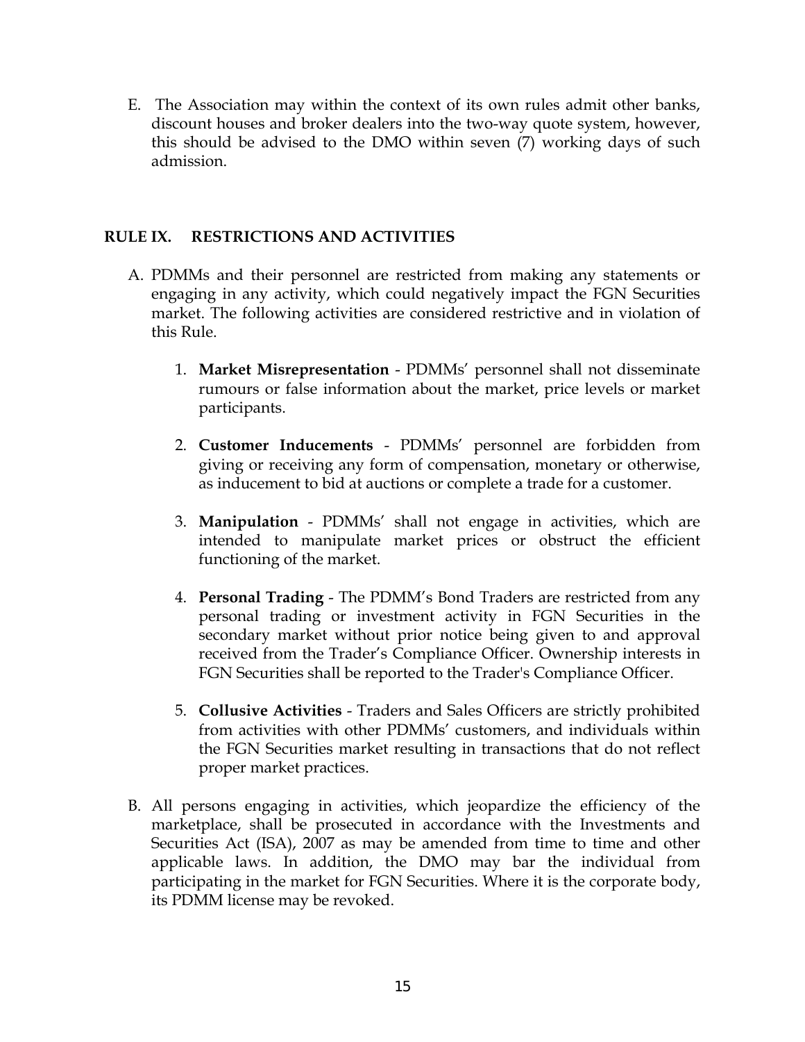E. The Association may within the context of its own rules admit other banks, discount houses and broker dealers into the two-way quote system, however, this should be advised to the DMO within seven (7) working days of such admission.

## RULE IX. RESTRICTIONS AND ACTIVITIES

A. PDMMs and their personnel are restricted from making any statements or engaging in any activity, which could negatively impact the FGN Securities market. The following activities are considered restrictive and in violation of this Rule.

   1. **Market Misrepresentation** - PDMMs' personnel shall not disseminate rumours or false information about the market, price levels or market participants.

   2. **Customer Inducements** - PDMMs' personnel are forbidden from giving or receiving any form of compensation, monetary or otherwise, as inducement to bid at auctions or complete a trade for a customer.

   3. **Manipulation** - PDMMs' shall not engage in activities, which are intended to manipulate market prices or obstruct the efficient functioning of the market.

   4. **Personal Trading** - The PDMM's Bond Traders are restricted from any personal trading or investment activity in FGN Securities in the secondary market without prior notice being given to and approval received from the Trader's Compliance Officer. Ownership interests in FGN Securities shall be reported to the Trader's Compliance Officer.

   5. **Collusive Activities** - Traders and Sales Officers are strictly prohibited from activities with other PDMMs' customers, and individuals within the FGN Securities market resulting in transactions that do not reflect proper market practices.

B. All persons engaging in activities, which jeopardize the efficiency of the marketplace, shall be prosecuted in accordance with the Investments and Securities Act (ISA), 2007 as may be amended from time to time and other applicable laws. In addition, the DMO may bar the individual from participating in the market for FGN Securities. Where it is the corporate body, its PDMM license may be revoked.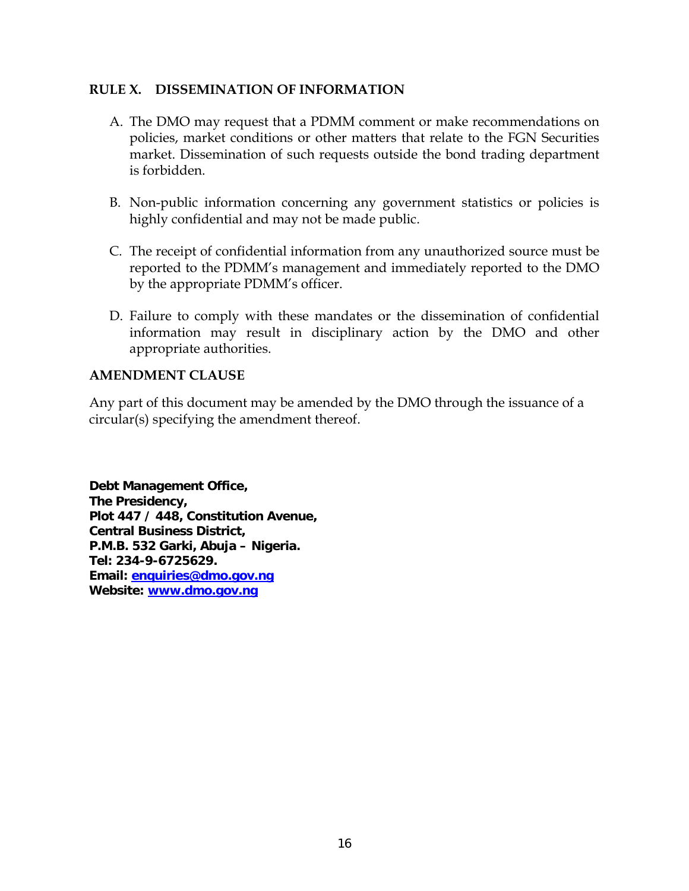## RULE X. DISSEMINATION OF INFORMATION

A. The DMO may request that a PDMM comment or make recommendations on policies, market conditions or other matters that relate to the FGN Securities market. Dissemination of such requests outside the bond trading department is forbidden.

B. Non-public information concerning any government statistics or policies is highly confidential and may not be made public.

C. The receipt of confidential information from any unauthorized source must be reported to the PDMM's management and immediately reported to the DMO by the appropriate PDMM's officer.

D. Failure to comply with these mandates or the dissemination of confidential information may result in disciplinary action by the DMO and other appropriate authorities.

## AMENDMENT CLAUSE

Any part of this document may be amended by the DMO through the issuance of a circular(s) specifying the amendment thereof.

**Debt Management Office,**
**The Presidency,**
**Plot 447 / 448, Constitution Avenue,**
**Central Business District,**
**P.M.B. 532 Garki, Abuja – Nigeria.**
**Tel: 234-9-6725629.**
**Email: enquiries@dmo.gov.ng**
**Website: www.dmo.gov.ng**